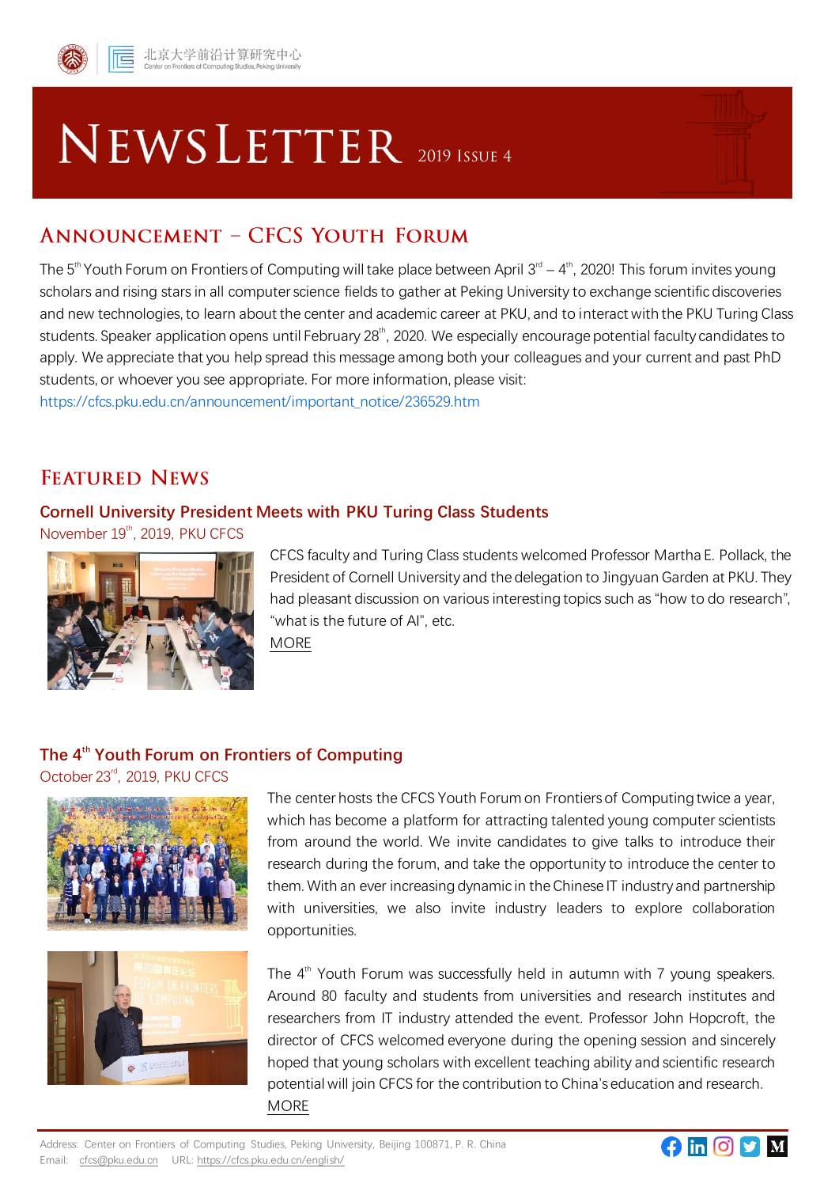北京大学前沿计算研究中心
Center on Frontiers of Computing Studies, Peking University

# NEWSLETTER 2019 ISSUE 4

## ANNOUNCEMENT – CFCS YOUTH FORUM

The 5th Youth Forum on Frontiers of Computing will take place between April 3rd – 4th, 2020! This forum invites young scholars and rising stars in all computer science fields to gather at Peking University to exchange scientific discoveries and new technologies, to learn about the center and academic career at PKU, and to interact with the PKU Turing Class students. Speaker application opens until February 28th, 2020. We especially encourage potential faculty candidates to apply. We appreciate that you help spread this message among both your colleagues and your current and past PhD students, or whoever you see appropriate. For more information, please visit:
https://cfcs.pku.edu.cn/announcement/important_notice/236529.htm

## FEATURED NEWS

### Cornell University President Meets with PKU Turing Class Students

November 19th, 2019, PKU CFCS

CFCS faculty and Turing Class students welcomed Professor Martha E. Pollack, the President of Cornell University and the delegation to Jingyuan Garden at PKU. They had pleasant discussion on various interesting topics such as "how to do research", "what is the future of AI", etc.
MORE

### The 4th Youth Forum on Frontiers of Computing

October 23rd, 2019, PKU CFCS

The center hosts the CFCS Youth Forum on Frontiers of Computing twice a year, which has become a platform for attracting talented young computer scientists from around the world. We invite candidates to give talks to introduce their research during the forum, and take the opportunity to introduce the center to them. With an ever increasing dynamic in the Chinese IT industry and partnership with universities, we also invite industry leaders to explore collaboration opportunities.

The 4th Youth Forum was successfully held in autumn with 7 young speakers. Around 80 faculty and students from universities and research institutes and researchers from IT industry attended the event. Professor John Hopcroft, the director of CFCS welcomed everyone during the opening session and sincerely hoped that young scholars with excellent teaching ability and scientific research potential will join CFCS for the contribution to China's education and research.
MORE

Address: Center on Frontiers of Computing Studies, Peking University, Beijing 100871, P. R. China
Email: cfcs@pku.edu.cn URL: https://cfcs.pku.edu.cn/english/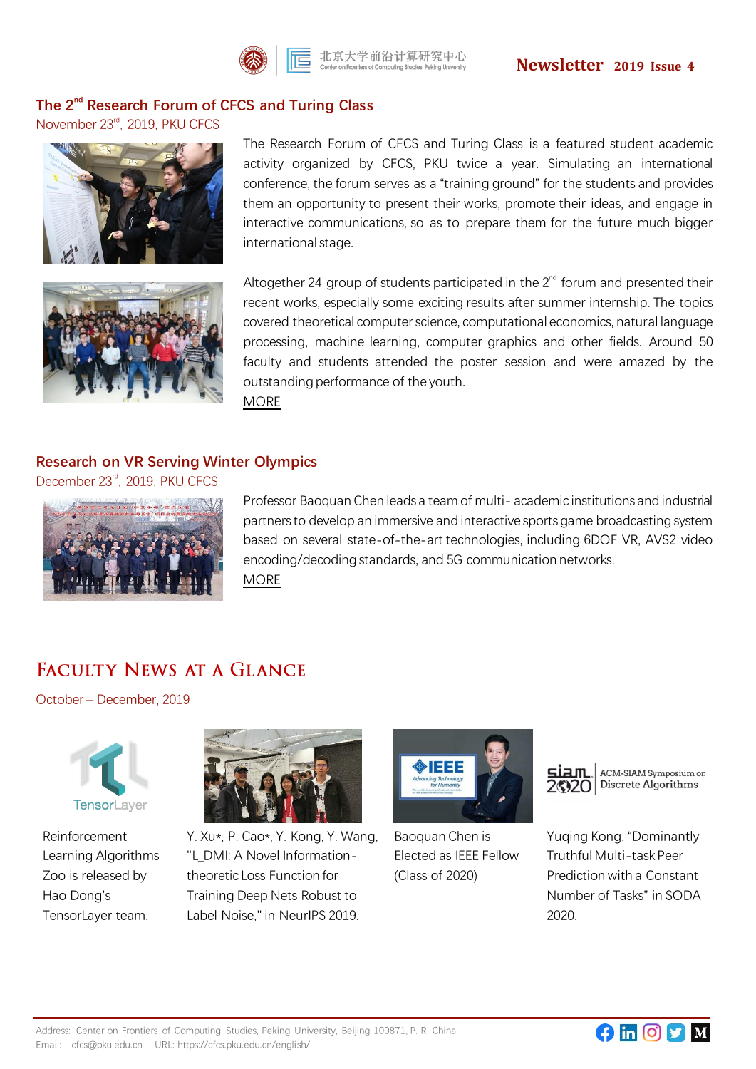## The 2nd Research Forum of CFCS and Turing Class

November 23rd, 2019, PKU CFCS

The Research Forum of CFCS and Turing Class is a featured student academic activity organized by CFCS, PKU twice a year. Simulating an international conference, the forum serves as a "training ground" for the students and provides them an opportunity to present their works, promote their ideas, and engage in interactive communications, so as to prepare them for the future much bigger international stage.

Altogether 24 group of students participated in the 2nd forum and presented their recent works, especially some exciting results after summer internship. The topics covered theoretical computer science, computational economics, natural language processing, machine learning, computer graphics and other fields. Around 50 faculty and students attended the poster session and were amazed by the outstanding performance of the youth.

MORE

## Research on VR Serving Winter Olympics

December 23rd, 2019, PKU CFCS

Professor Baoquan Chen leads a team of multi- academic institutions and industrial partners to develop an immersive and interactive sports game broadcasting system based on several state-of-the-art technologies, including 6DOF VR, AVS2 video encoding/decoding standards, and 5G communication networks.

MORE

# Faculty News at a Glance

October – December, 2019

Reinforcement Learning Algorithms Zoo is released by Hao Dong's TensorLayer team.

Y. Xu*, P. Cao*, Y. Kong, Y. Wang, "L_DMI: A Novel Information-theoretic Loss Function for Training Deep Nets Robust to Label Noise," in NeurIPS 2019.

Baoquan Chen is Elected as IEEE Fellow (Class of 2020)

Yuqing Kong, "Dominantly Truthful Multi-task Peer Prediction with a Constant Number of Tasks" in SODA 2020.

Address: Center on Frontiers of Computing Studies, Peking University, Beijing 100871, P. R. China

Email: cfcs@pku.edu.cn URL: https://cfcs.pku.edu.cn/english/